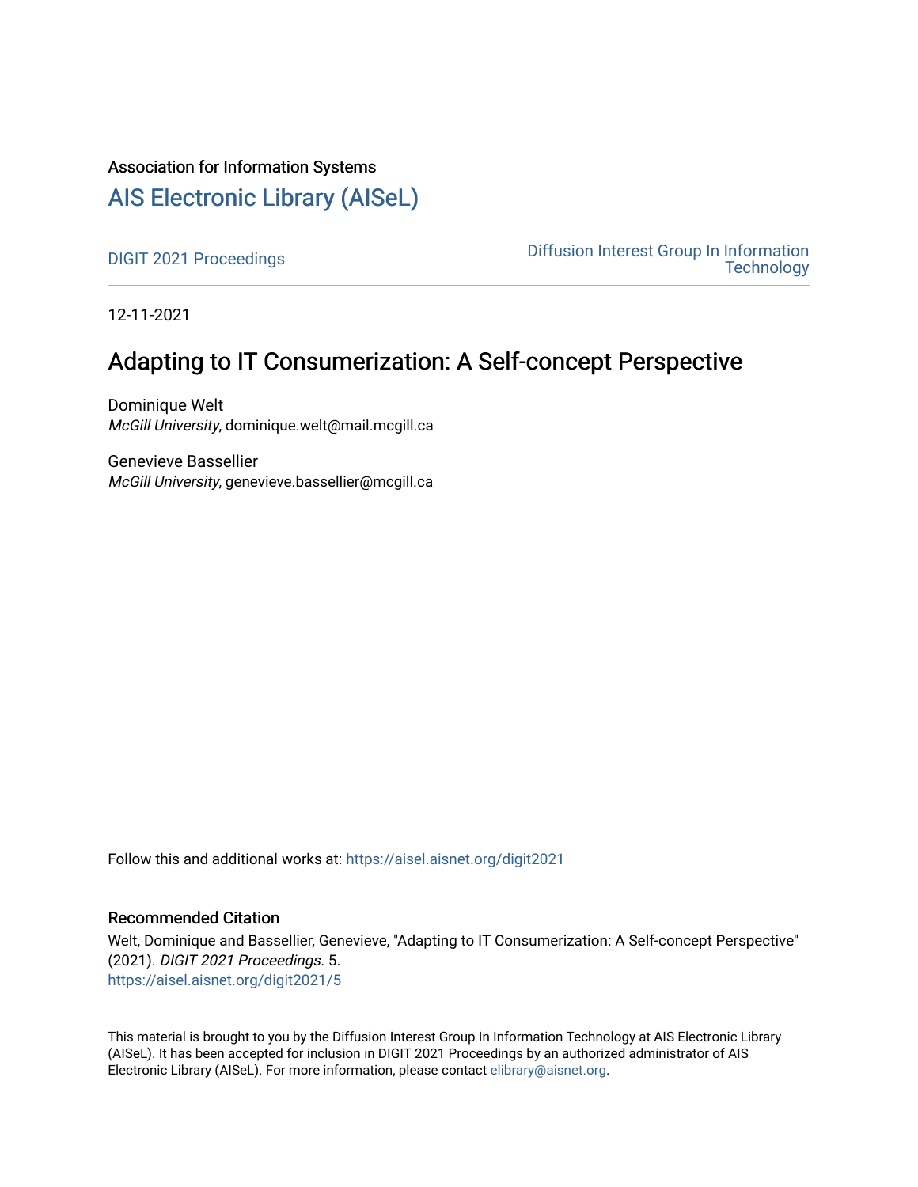Association for Information Systems

# AIS Electronic Library (AISeL)

DIGIT 2021 Proceedings

Diffusion Interest Group In Information Technology

12-11-2021

## Adapting to IT Consumerization: A Self-concept Perspective

Dominique Welt
*McGill University*, dominique.welt@mail.mcgill.ca

Genevieve Bassellier
*McGill University*, genevieve.bassellier@mcgill.ca

Follow this and additional works at: https://aisel.aisnet.org/digit2021

### Recommended Citation

Welt, Dominique and Bassellier, Genevieve, "Adapting to IT Consumerization: A Self-concept Perspective" (2021). *DIGIT 2021 Proceedings*. 5.
https://aisel.aisnet.org/digit2021/5

This material is brought to you by the Diffusion Interest Group In Information Technology at AIS Electronic Library (AISeL). It has been accepted for inclusion in DIGIT 2021 Proceedings by an authorized administrator of AIS Electronic Library (AISeL). For more information, please contact elibrary@aisnet.org.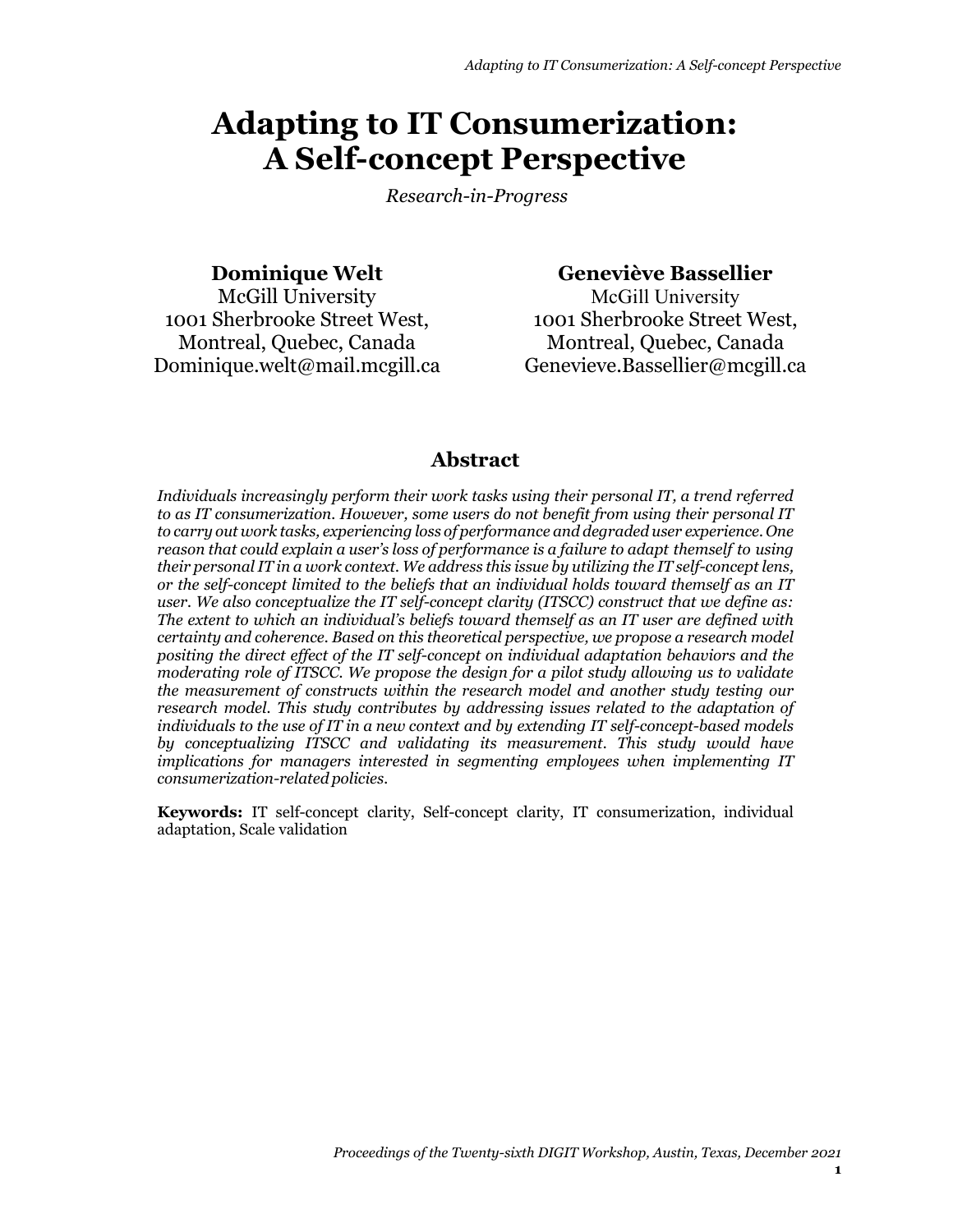# Adapting to IT Consumerization: A Self-concept Perspective

*Research-in-Progress*

**Dominique Welt**
McGill University
1001 Sherbrooke Street West,
Montreal, Quebec, Canada
Dominique.welt@mail.mcgill.ca

**Geneviève Bassellier**
McGill University
1001 Sherbrooke Street West,
Montreal, Quebec, Canada
Genevieve.Bassellier@mcgill.ca

## Abstract

*Individuals increasingly perform their work tasks using their personal IT, a trend referred to as IT consumerization. However, some users do not benefit from using their personal IT to carry out work tasks, experiencing loss of performance and degraded user experience. One reason that could explain a user's loss of performance is a failure to adapt themself to using their personal IT in a work context. We address this issue by utilizing the IT self-concept lens, or the self-concept limited to the beliefs that an individual holds toward themself as an IT user. We also conceptualize the IT self-concept clarity (ITSCC) construct that we define as: The extent to which an individual's beliefs toward themself as an IT user are defined with certainty and coherence. Based on this theoretical perspective, we propose a research model positing the direct effect of the IT self-concept on individual adaptation behaviors and the moderating role of ITSCC. We propose the design for a pilot study allowing us to validate the measurement of constructs within the research model and another study testing our research model. This study contributes by addressing issues related to the adaptation of individuals to the use of IT in a new context and by extending IT self-concept-based models by conceptualizing ITSCC and validating its measurement. This study would have implications for managers interested in segmenting employees when implementing IT consumerization-related policies.*

**Keywords:** IT self-concept clarity, Self-concept clarity, IT consumerization, individual adaptation, Scale validation